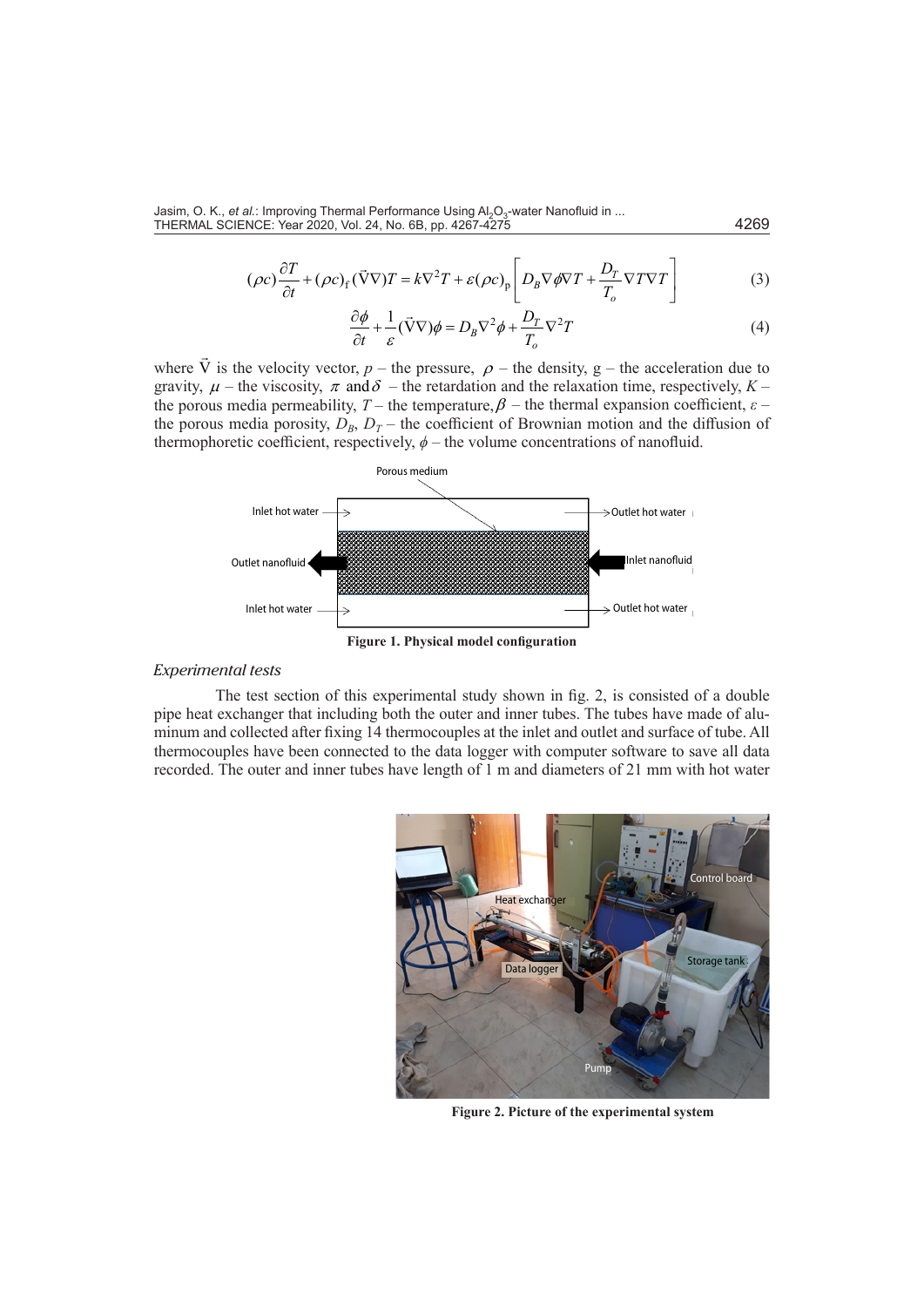$$(\rho c)\frac{\partial T}{\partial t} + (\rho c)_{\mathrm{f}}(\vec{\mathrm{V}}\nabla)T = k\nabla^2 T + \varepsilon(\rho c)_{\mathrm{p}}\left[D_B \nabla\phi\nabla T + \frac{D_T}{T_o}\nabla T\nabla T\right] \tag{3}$$

$$\frac{\partial \phi}{\partial t} + \frac{1}{\varepsilon}(\vec{\mathrm{V}}\nabla)\phi = D_B \nabla^2\phi + \frac{D_T}{T_o}\nabla^2 T \tag{4}$$

where $\vec{\mathrm{V}}$ is the velocity vector, $p$ – the pressure, $\rho$ – the density, g – the acceleration due to gravity, $\mu$ – the viscosity, $\pi$ and $\delta$ – the retardation and the relaxation time, respectively, $K$ – the porous media permeability, $T$ – the temperature, $\beta$ – the thermal expansion coefficient, $\varepsilon$ – the porous media porosity, $D_B$, $D_T$ – the coefficient of Brownian motion and the diffusion of thermophoretic coefficient, respectively, $\phi$ – the volume concentrations of nanofluid.

Porous medium
Inlet hot water
Outlet hot water
Outlet nanofluid
Inlet nanofluid
Inlet hot water
Outlet hot water

**Figure 1. Physical model configuration**

*Experimental tests*

The test section of this experimental study shown in fig. 2, is consisted of a double pipe heat exchanger that including both the outer and inner tubes. The tubes have made of aluminum and collected after fixing 14 thermocouples at the inlet and outlet and surface of tube. All thermocouples have been connected to the data logger with computer software to save all data recorded. The outer and inner tubes have length of 1 m and diameters of 21 mm with hot water

Heat exchanger
Control board
Data logger
Storage tank
Pump

**Figure 2. Picture of the experimental system**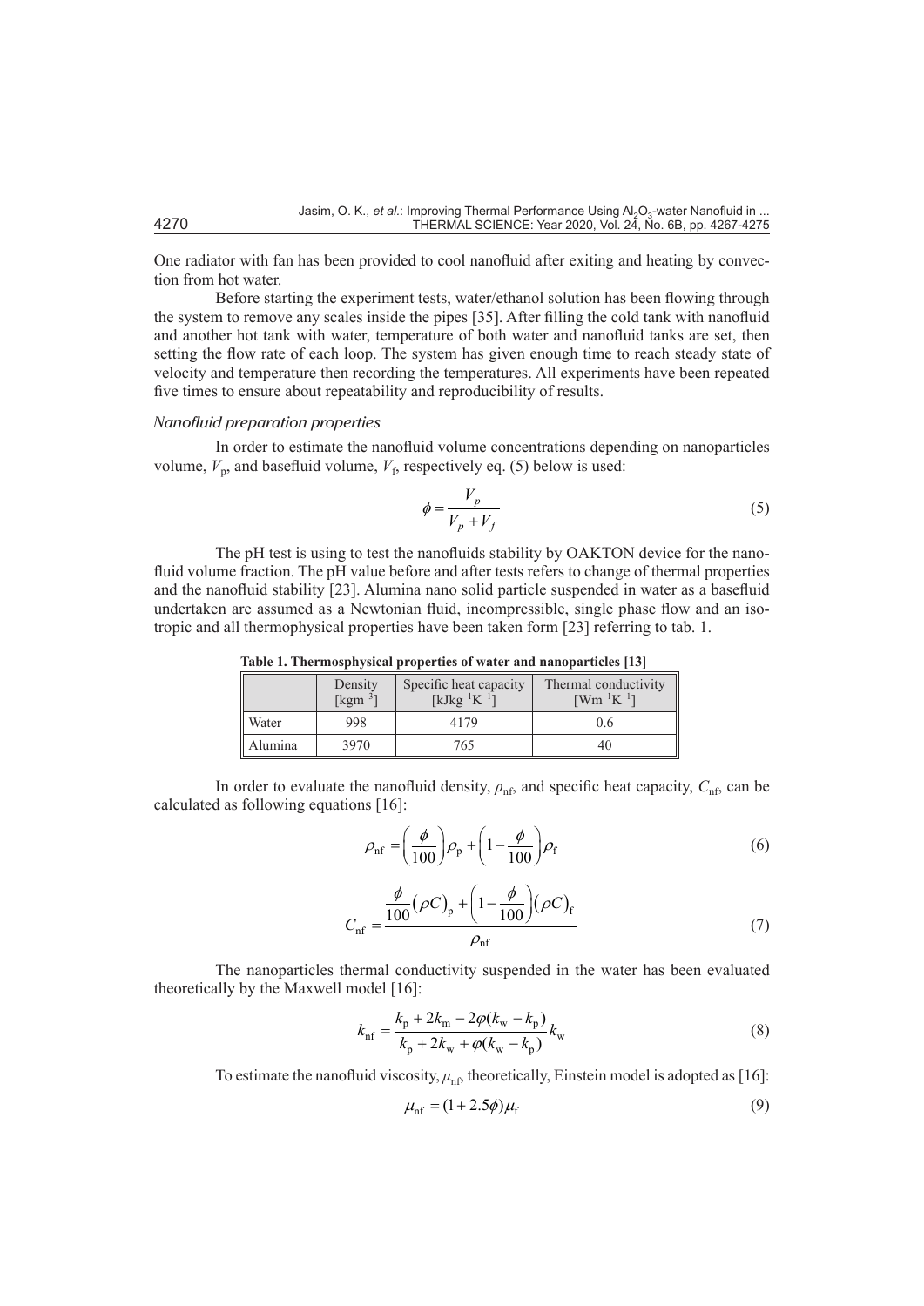One radiator with fan has been provided to cool nanofluid after exiting and heating by convection from hot water.

Before starting the experiment tests, water/ethanol solution has been flowing through the system to remove any scales inside the pipes [35]. After filling the cold tank with nanofluid and another hot tank with water, temperature of both water and nanofluid tanks are set, then setting the flow rate of each loop. The system has given enough time to reach steady state of velocity and temperature then recording the temperatures. All experiments have been repeated five times to ensure about repeatability and reproducibility of results.

### *Nanofluid preparation properties*

In order to estimate the nanofluid volume concentrations depending on nanoparticles volume, $V_p$, and basefluid volume, $V_f$, respectively eq. (5) below is used:

$$\phi = \frac{V_p}{V_p + V_f} \tag{5}$$

The pH test is using to test the nanofluids stability by OAKTON device for the nanofluid volume fraction. The pH value before and after tests refers to change of thermal properties and the nanofluid stability [23]. Alumina nano solid particle suspended in water as a basefluid undertaken are assumed as a Newtonian fluid, incompressible, single phase flow and an isotropic and all thermophysical properties have been taken form [23] referring to tab. 1.

**Table 1. Thermosphysical properties of water and nanoparticles [13]**

| | Density [kgm$^{-3}$] | Specific heat capacity [kJkg$^{-1}$K$^{-1}$] | Thermal conductivity [Wm$^{-1}$K$^{-1}$] |
|---|---|---|---|
| Water | 998 | 4179 | 0.6 |
| Alumina | 3970 | 765 | 40 |

In order to evaluate the nanofluid density, $\rho_{\mathrm{nf}}$, and specific heat capacity, $C_{\mathrm{nf}}$, can be calculated as following equations [16]:

$$\rho_{\mathrm{nf}} = \left(\frac{\phi}{100}\right)\rho_{\mathrm{p}} + \left(1 - \frac{\phi}{100}\right)\rho_{\mathrm{f}} \tag{6}$$

$$C_{\mathrm{nf}} = \frac{\dfrac{\phi}{100}\left(\rho C\right)_{\mathrm{p}} + \left(1 - \dfrac{\phi}{100}\right)\left(\rho C\right)_{\mathrm{f}}}{\rho_{\mathrm{nf}}} \tag{7}$$

The nanoparticles thermal conductivity suspended in the water has been evaluated theoretically by the Maxwell model [16]:

$$k_{\mathrm{nf}} = \frac{k_{\mathrm{p}} + 2k_{\mathrm{m}} - 2\varphi(k_{\mathrm{w}} - k_{\mathrm{p}})}{k_{\mathrm{p}} + 2k_{\mathrm{w}} + \varphi(k_{\mathrm{w}} - k_{\mathrm{p}})} k_{\mathrm{w}} \tag{8}$$

To estimate the nanofluid viscosity, $\mu_{\mathrm{nf}}$, theoretically, Einstein model is adopted as [16]:

$$\mu_{\mathrm{nf}} = (1 + 2.5\phi)\mu_{\mathrm{f}} \tag{9}$$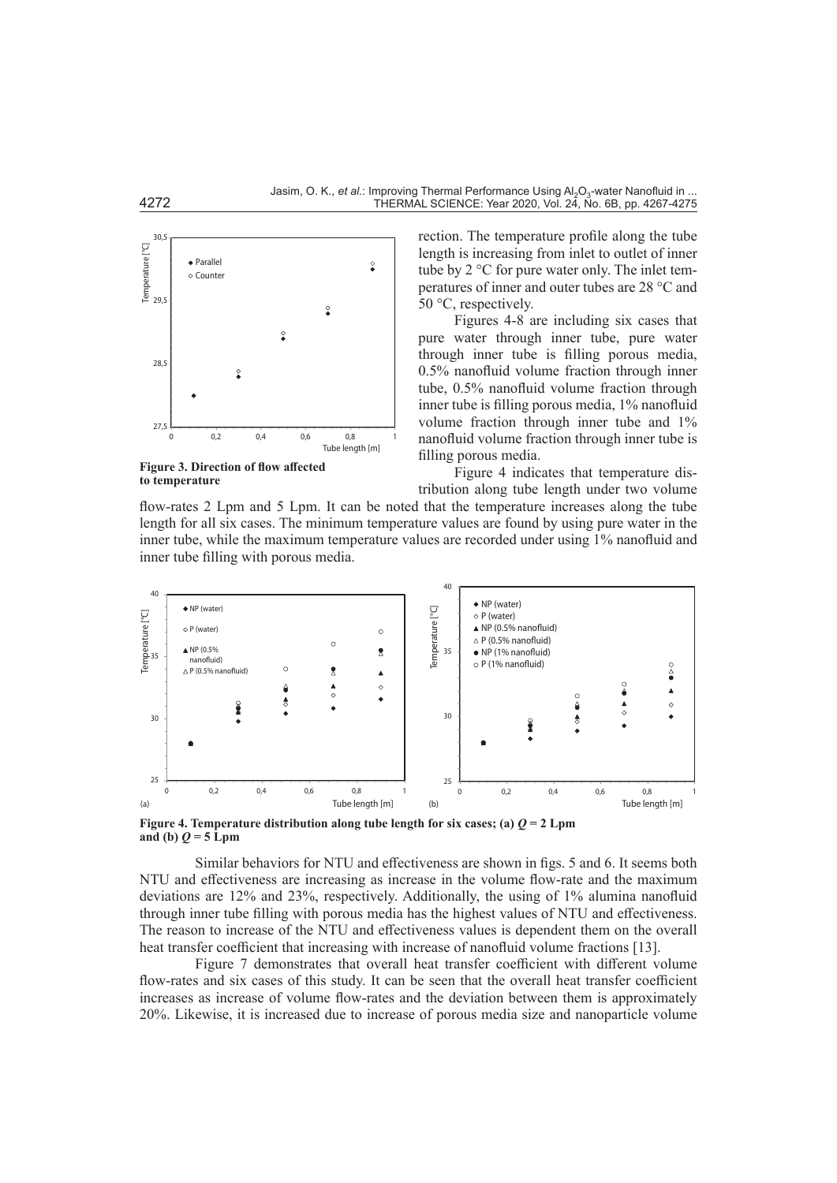rection. The temperature profile along the tube length is increasing from inlet to outlet of inner tube by 2 °C for pure water only. The inlet temperatures of inner and outer tubes are 28 °C and 50 °C, respectively.

**Figure 3. Direction of flow affected to temperature**

Figures 4-8 are including six cases that pure water through inner tube, pure water through inner tube is filling porous media, 0.5% nanofluid volume fraction through inner tube, 0.5% nanofluid volume fraction through inner tube is filling porous media, 1% nanofluid volume fraction through inner tube and 1% nanofluid volume fraction through inner tube is filling porous media.

Figure 4 indicates that temperature distribution along tube length under two volume flow-rates 2 Lpm and 5 Lpm. It can be noted that the temperature increases along the tube length for all six cases. The minimum temperature values are found by using pure water in the inner tube, while the maximum temperature values are recorded under using 1% nanofluid and inner tube filling with porous media.

**Figure 4. Temperature distribution along tube length for six cases; (a) $Q$ = 2 Lpm and (b) $Q$ = 5 Lpm**

Similar behaviors for NTU and effectiveness are shown in figs. 5 and 6. It seems both NTU and effectiveness are increasing as increase in the volume flow-rate and the maximum deviations are 12% and 23%, respectively. Additionally, the using of 1% alumina nanofluid through inner tube filling with porous media has the highest values of NTU and effectiveness. The reason to increase of the NTU and effectiveness values is dependent them on the overall heat transfer coefficient that increasing with increase of nanofluid volume fractions [13].

Figure 7 demonstrates that overall heat transfer coefficient with different volume flow-rates and six cases of this study. It can be seen that the overall heat transfer coefficient increases as increase of volume flow-rates and the deviation between them is approximately 20%. Likewise, it is increased due to increase of porous media size and nanoparticle volume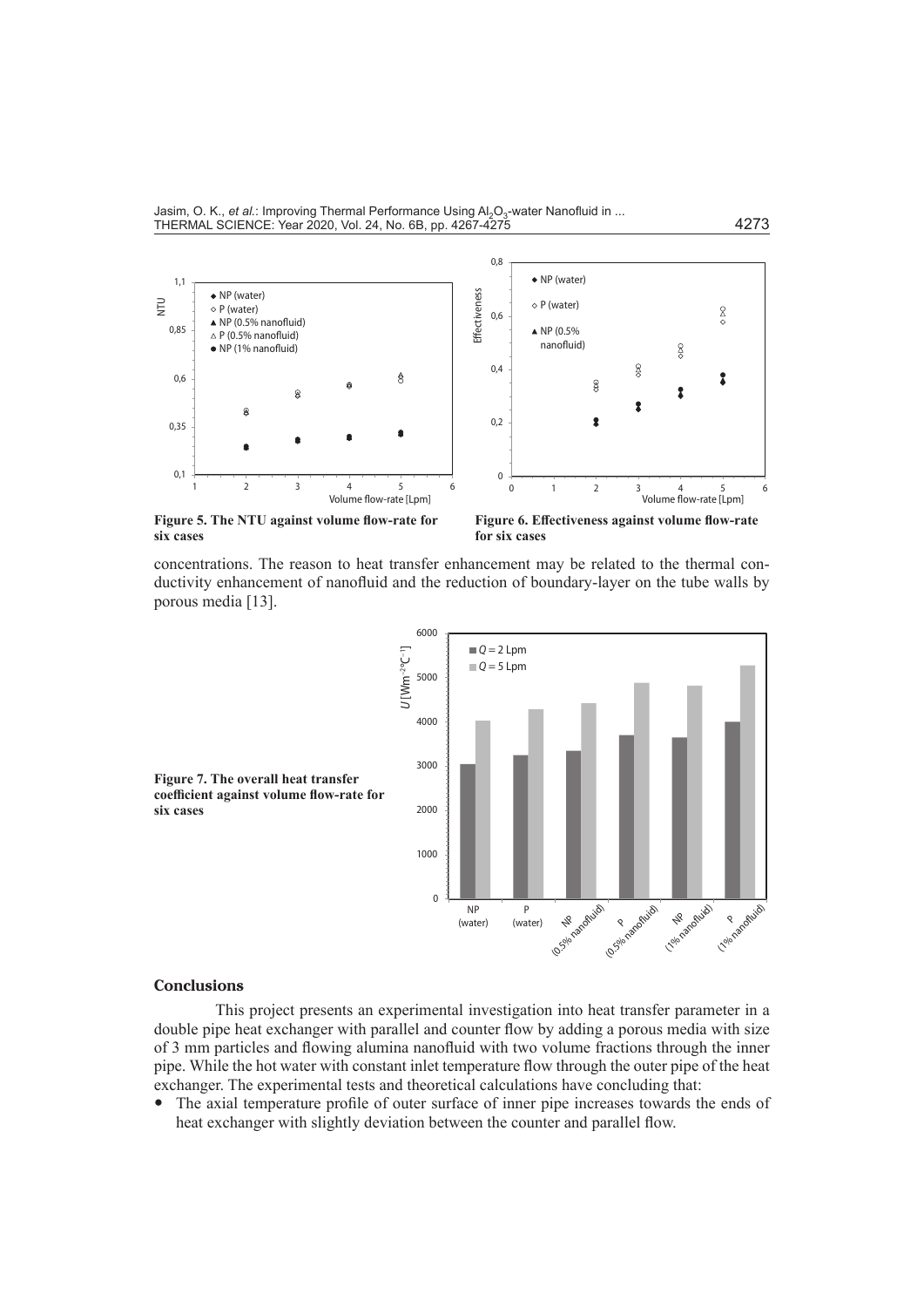Figure 5. The NTU against volume flow-rate for six cases

Figure 6. Effectiveness against volume flow-rate for six cases

concentrations. The reason to heat transfer enhancement may be related to the thermal conductivity enhancement of nanofluid and the reduction of boundary-layer on the tube walls by porous media [13].

Figure 7. The overall heat transfer coefficient against volume flow-rate for six cases

## Conclusions

This project presents an experimental investigation into heat transfer parameter in a double pipe heat exchanger with parallel and counter flow by adding a porous media with size of 3 mm particles and flowing alumina nanofluid with two volume fractions through the inner pipe. While the hot water with constant inlet temperature flow through the outer pipe of the heat exchanger. The experimental tests and theoretical calculations have concluding that:

- The axial temperature profile of outer surface of inner pipe increases towards the ends of heat exchanger with slightly deviation between the counter and parallel flow.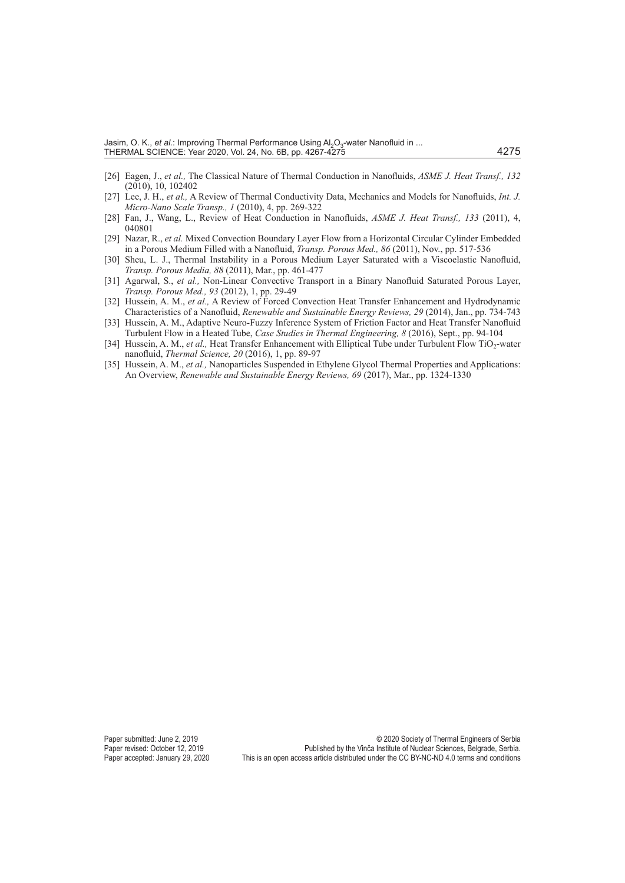[26] Eagen, J., *et al.,* The Classical Nature of Thermal Conduction in Nanofluids, *ASME J. Heat Transf., 132* (2010), 10, 102402

[27] Lee, J. H., *et al.,* A Review of Thermal Conductivity Data, Mechanics and Models for Nanofluids, *Int. J. Micro-Nano Scale Transp., 1* (2010), 4, pp. 269-322

[28] Fan, J., Wang, L., Review of Heat Conduction in Nanofluids, *ASME J. Heat Transf., 133* (2011), 4, 040801

[29] Nazar, R., *et al.* Mixed Convection Boundary Layer Flow from a Horizontal Circular Cylinder Embedded in a Porous Medium Filled with a Nanofluid, *Transp. Porous Med., 86* (2011), Nov., pp. 517-536

[30] Sheu, L. J., Thermal Instability in a Porous Medium Layer Saturated with a Viscoelastic Nanofluid, *Transp. Porous Media, 88* (2011), Mar., pp. 461-477

[31] Agarwal, S., *et al.,* Non-Linear Convective Transport in a Binary Nanofluid Saturated Porous Layer, *Transp. Porous Med., 93* (2012), 1, pp. 29-49

[32] Hussein, A. M., *et al.,* A Review of Forced Convection Heat Transfer Enhancement and Hydrodynamic Characteristics of a Nanofluid, *Renewable and Sustainable Energy Reviews, 29* (2014), Jan., pp. 734-743

[33] Hussein, A. M., Adaptive Neuro-Fuzzy Inference System of Friction Factor and Heat Transfer Nanofluid Turbulent Flow in a Heated Tube, *Case Studies in Thermal Engineering, 8* (2016), Sept., pp. 94-104

[34] Hussein, A. M., *et al.,* Heat Transfer Enhancement with Elliptical Tube under Turbulent Flow $TiO_2$-water nanofluid, *Thermal Science, 20* (2016), 1, pp. 89-97

[35] Hussein, A. M., *et al.,* Nanoparticles Suspended in Ethylene Glycol Thermal Properties and Applications: An Overview, *Renewable and Sustainable Energy Reviews, 69* (2017), Mar., pp. 1324-1330

Paper submitted: June 2, 2019
Paper revised: October 12, 2019
Paper accepted: January 29, 2020

© 2020 Society of Thermal Engineers of Serbia
Published by the Vinča Institute of Nuclear Sciences, Belgrade, Serbia.
This is an open access article distributed under the CC BY-NC-ND 4.0 terms and conditions